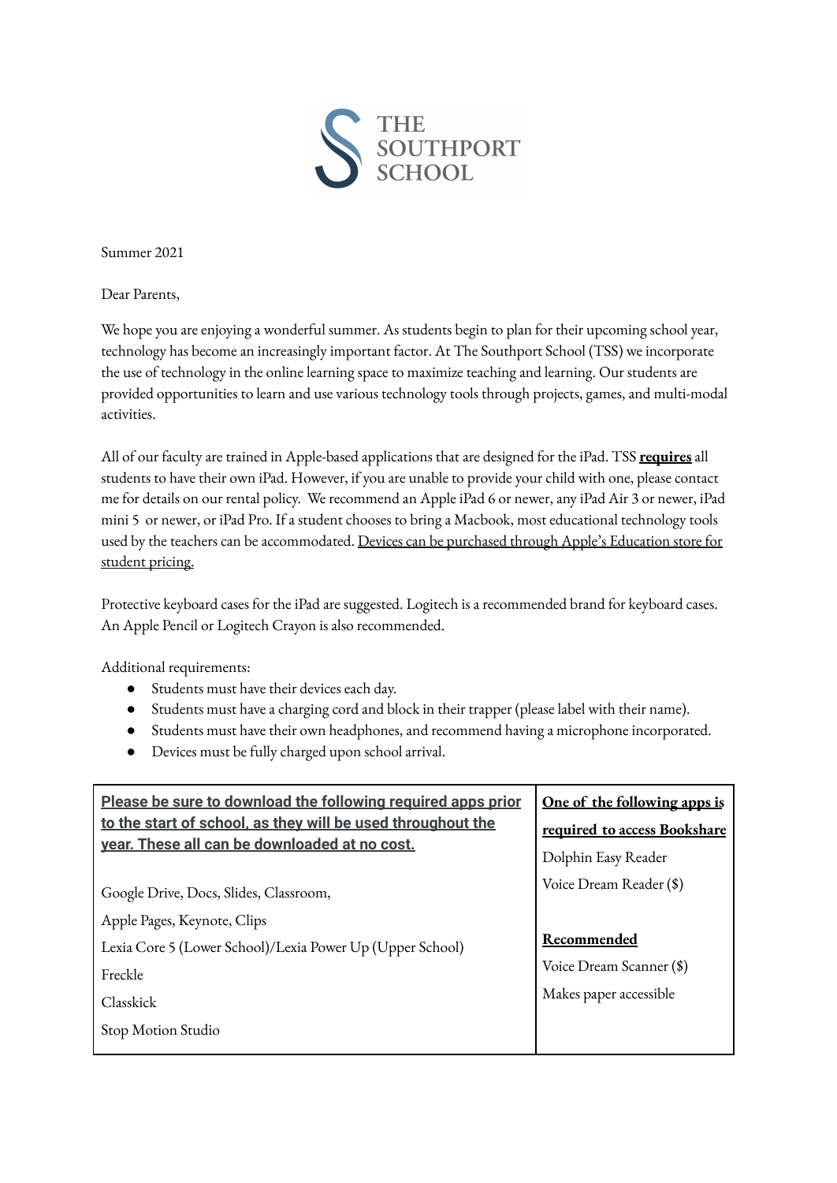THE SOUTHPORT SCHOOL

Summer 2021

Dear Parents,

We hope you are enjoying a wonderful summer. As students begin to plan for their upcoming school year, technology has become an increasingly important factor. At The Southport School (TSS) we incorporate the use of technology in the online learning space to maximize teaching and learning. Our students are provided opportunities to learn and use various technology tools through projects, games, and multi-modal activities.

All of our faculty are trained in Apple-based applications that are designed for the iPad. TSS **requires** all students to have their own iPad. However, if you are unable to provide your child with one, please contact me for details on our rental policy. We recommend an Apple iPad 6 or newer, any iPad Air 3 or newer, iPad mini 5 or newer, or iPad Pro. If a student chooses to bring a Macbook, most educational technology tools used by the teachers can be accommodated. Devices can be purchased through Apple's Education store for student pricing.

Protective keyboard cases for the iPad are suggested. Logitech is a recommended brand for keyboard cases. An Apple Pencil or Logitech Crayon is also recommended.

Additional requirements:

- Students must have their devices each day.
- Students must have a charging cord and block in their trapper (please label with their name).
- Students must have their own headphones, and recommend having a microphone incorporated.
- Devices must be fully charged upon school arrival.

| **Please be sure to download the following required apps prior to the start of school, as they will be used throughout the year. These all can be downloaded at no cost.** | **One of the following apps is required to access Bookshare** |
|---|---|
| Google Drive, Docs, Slides, Classroom, | Dolphin Easy Reader |
| Apple Pages, Keynote, Clips | Voice Dream Reader ($) |
| Lexia Core 5 (Lower School)/Lexia Power Up (Upper School) | **Recommended** |
| Freckle | Voice Dream Scanner ($) |
| Classkick | Makes paper accessible |
| Stop Motion Studio | |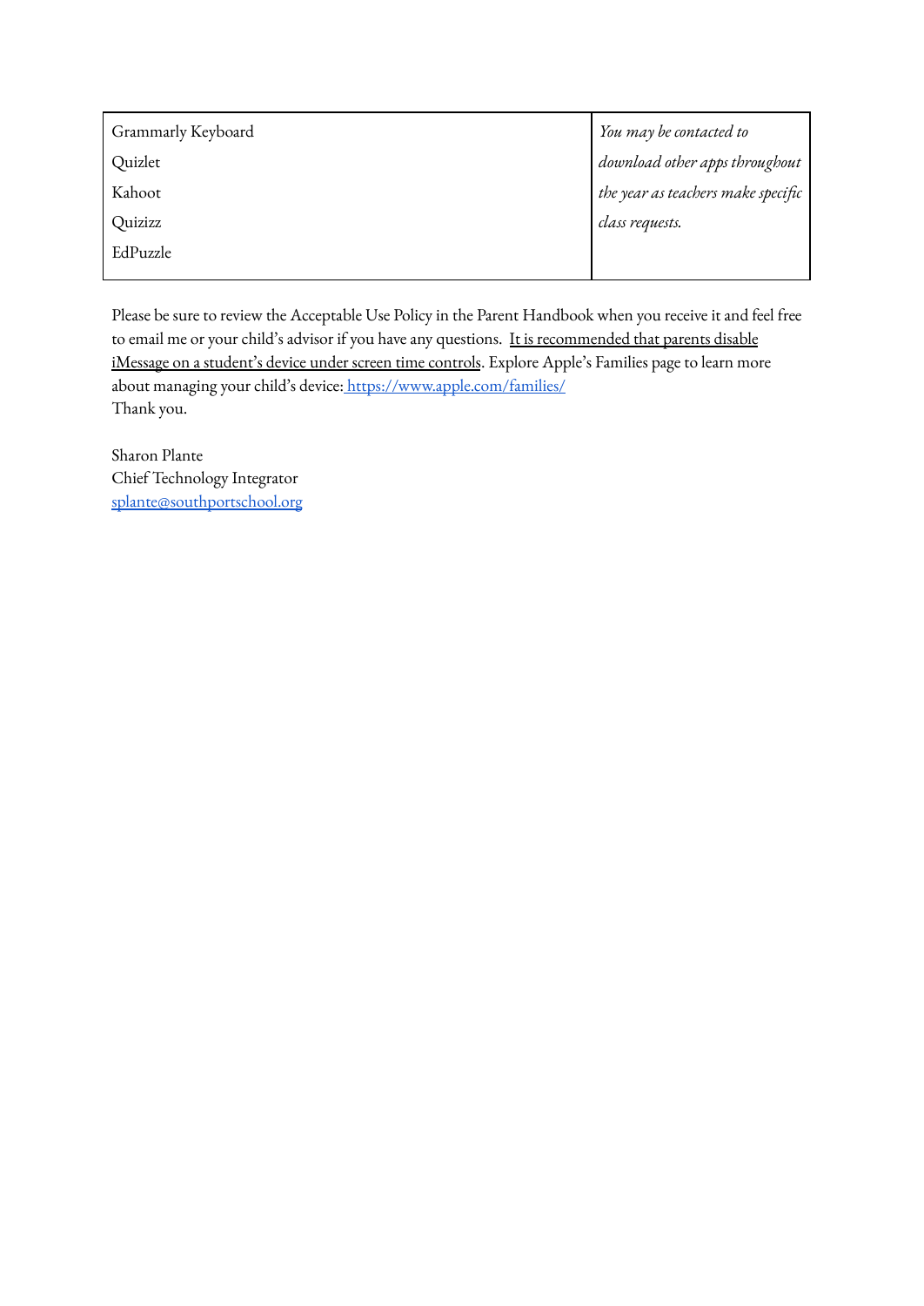| | |
|---|---|
| Grammarly Keyboard<br>Quizlet<br>Kahoot<br>Quizizz<br>EdPuzzle | *You may be contacted to download other apps throughout the year as teachers make specific class requests.* |

Please be sure to review the Acceptable Use Policy in the Parent Handbook when you receive it and feel free to email me or your child's advisor if you have any questions. <u>It is recommended that parents disable iMessage on a student's device under screen time controls</u>. Explore Apple's Families page to learn more about managing your child's device: [https://www.apple.com/families/](https://www.apple.com/families/)
Thank you.

Sharon Plante
Chief Technology Integrator
[splante@southportschool.org](mailto:splante@southportschool.org)